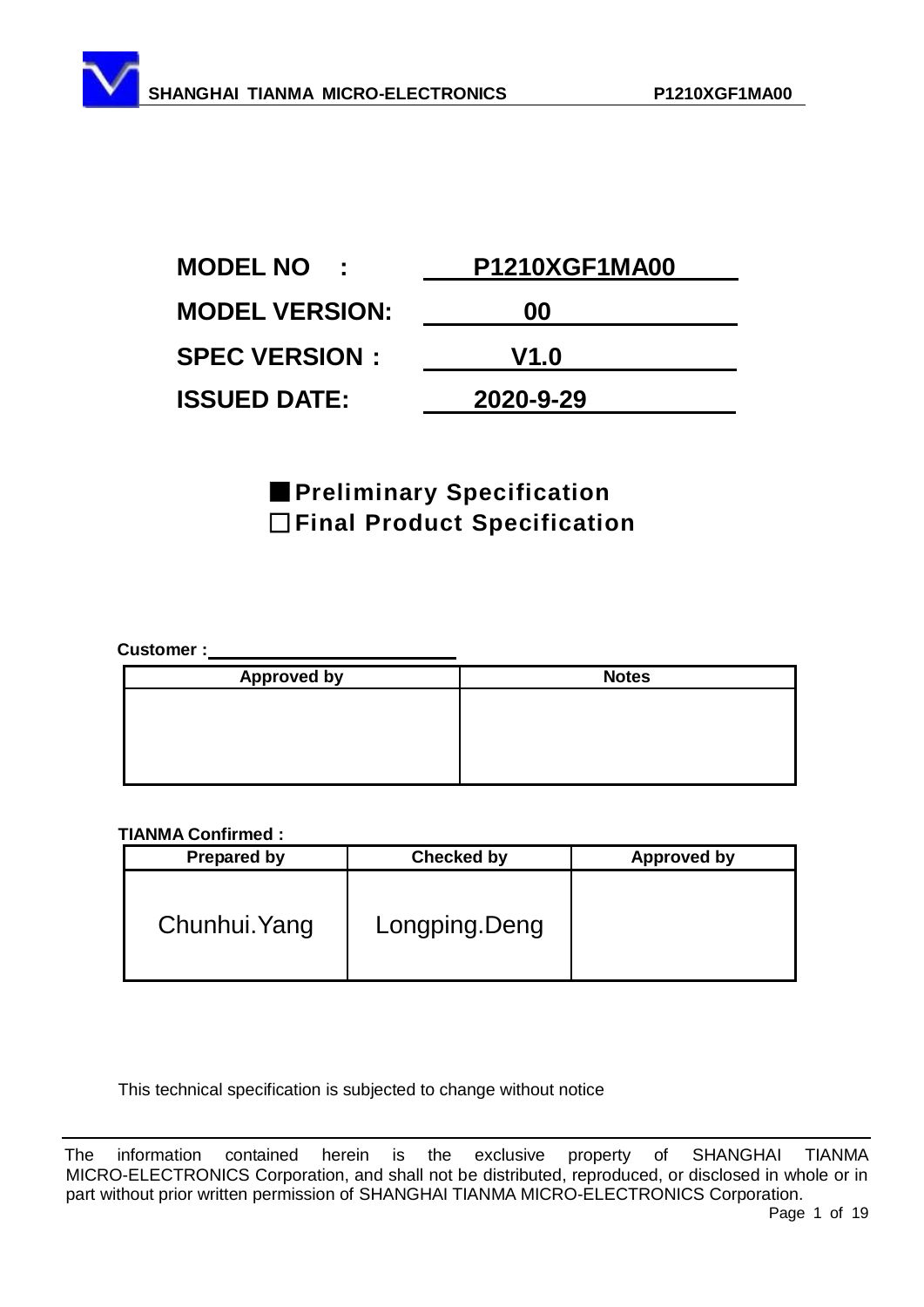**MODEL NO : P1210XGF1MA00**

**MODEL VERSION: 00**

**SPEC VERSION : V1.0**

**ISSUED DATE: 2020-9-29**

■ **Preliminary Specification**

□ **Final Product Specification**

**Customer :**

| Approved by | Notes |
| --- | --- |
| | |

**TIANMA Confirmed :**

| Prepared by | Checked by | Approved by |
| --- | --- | --- |
| Chunhui.Yang | Longping.Deng | |

This technical specification is subjected to change without notice

The information contained herein is the exclusive property of SHANGHAI TIANMA MICRO-ELECTRONICS Corporation, and shall not be distributed, reproduced, or disclosed in whole or in part without prior written permission of SHANGHAI TIANMA MICRO-ELECTRONICS Corporation.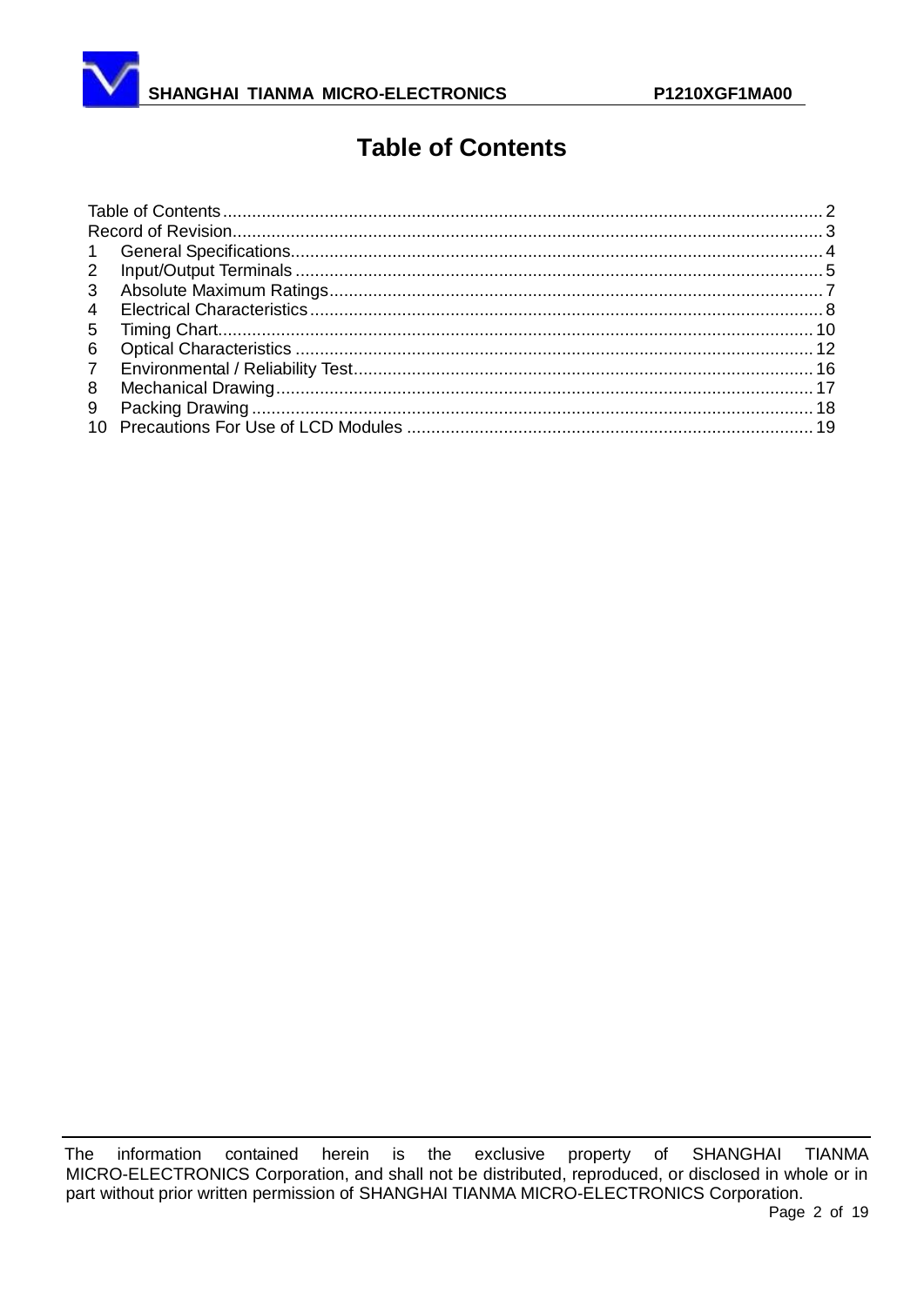# Table of Contents

Table of Contents ........................................................................................................................ 2
Record of Revision........................................................................................................................ 3
1 General Specifications............................................................................................................. 4
2 Input/Output Terminals ............................................................................................................ 5
3 Absolute Maximum Ratings..................................................................................................... 7
4 Electrical Characteristics.......................................................................................................... 8
5 Timing Chart.......................................................................................................................... 10
6 Optical Characteristics ........................................................................................................... 12
7 Environmental / Reliability Test.............................................................................................. 16
8 Mechanical Drawing............................................................................................................... 17
9 Packing Drawing .................................................................................................................... 18
10 Precautions For Use of LCD Modules ................................................................................... 19

The information contained herein is the exclusive property of SHANGHAI TIANMA MICRO-ELECTRONICS Corporation, and shall not be distributed, reproduced, or disclosed in whole or in part without prior written permission of SHANGHAI TIANMA MICRO-ELECTRONICS Corporation.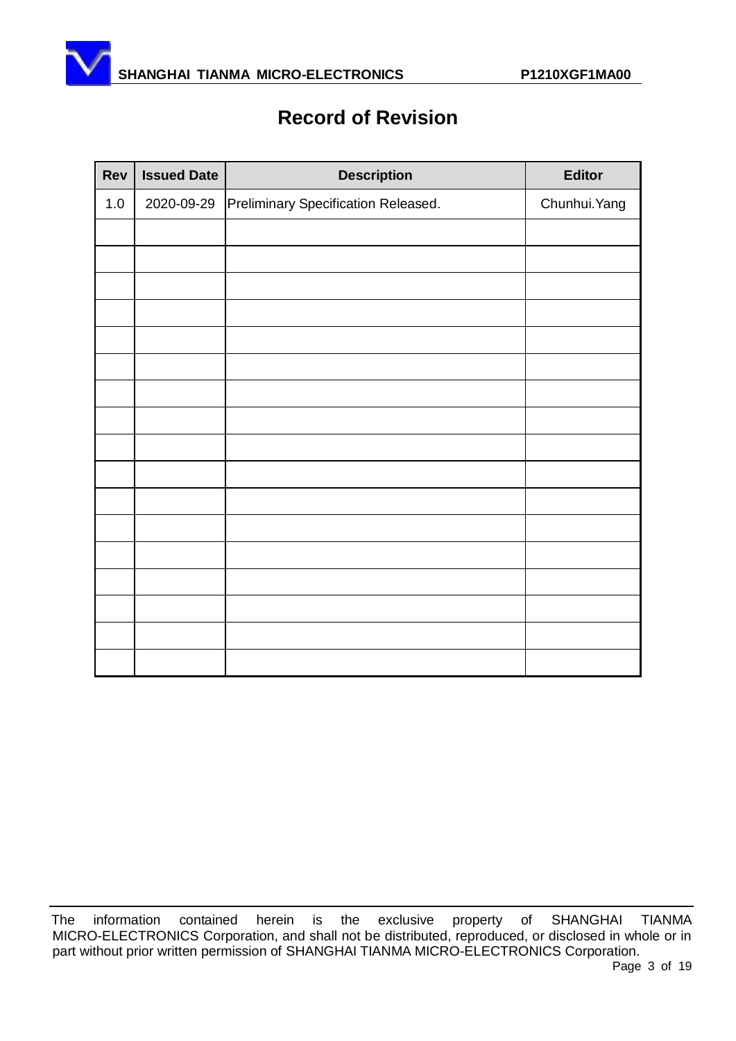# Record of Revision

| Rev | Issued Date | Description | Editor |
|---|---|---|---|
| 1.0 | 2020-09-29 | Preliminary Specification Released. | Chunhui.Yang |
| | | | |
| | | | |
| | | | |
| | | | |
| | | | |
| | | | |
| | | | |
| | | | |
| | | | |
| | | | |
| | | | |
| | | | |
| | | | |
| | | | |
| | | | |
| | | | |
| | | | |

The information contained herein is the exclusive property of SHANGHAI TIANMA MICRO-ELECTRONICS Corporation, and shall not be distributed, reproduced, or disclosed in whole or in part without prior written permission of SHANGHAI TIANMA MICRO-ELECTRONICS Corporation.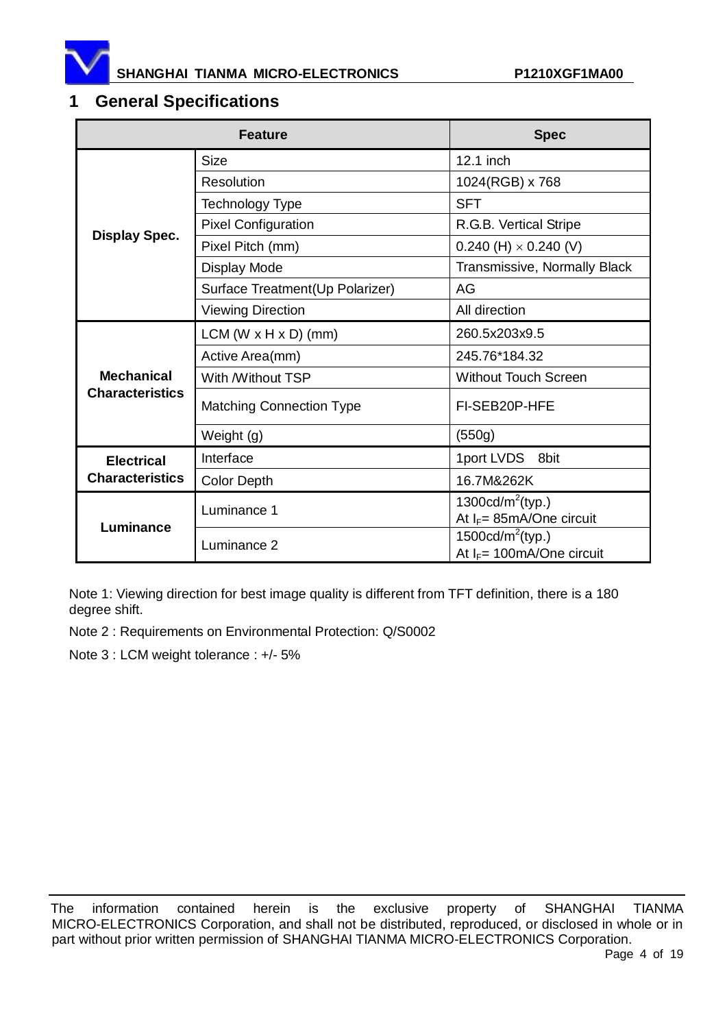# 1 General Specifications

| Feature | | Spec |
|---|---|---|
| Display Spec. | Size | 12.1 inch |
| | Resolution | 1024(RGB) x 768 |
| | Technology Type | SFT |
| | Pixel Configuration | R.G.B. Vertical Stripe |
| | Pixel Pitch (mm) | 0.240 (H) × 0.240 (V) |
| | Display Mode | Transmissive, Normally Black |
| | Surface Treatment(Up Polarizer) | AG |
| | Viewing Direction | All direction |
| Mechanical Characteristics | LCM (W x H x D) (mm) | 260.5x203x9.5 |
| | Active Area(mm) | 245.76*184.32 |
| | With /Without TSP | Without Touch Screen |
| | Matching Connection Type | FI-SEB20P-HFE |
| | Weight (g) | (550g) |
| Electrical Characteristics | Interface | 1port LVDS 8bit |
| | Color Depth | 16.7M&262K |
| Luminance | Luminance 1 | 1300cd/m$^2$(typ.) At $I_F$= 85mA/One circuit |
| | Luminance 2 | 1500cd/m$^2$(typ.) At $I_F$= 100mA/One circuit |

Note 1: Viewing direction for best image quality is different from TFT definition, there is a 180 degree shift.

Note 2 : Requirements on Environmental Protection: Q/S0002

Note 3 : LCM weight tolerance : +/- 5%

The information contained herein is the exclusive property of SHANGHAI TIANMA MICRO-ELECTRONICS Corporation, and shall not be distributed, reproduced, or disclosed in whole or in part without prior written permission of SHANGHAI TIANMA MICRO-ELECTRONICS Corporation.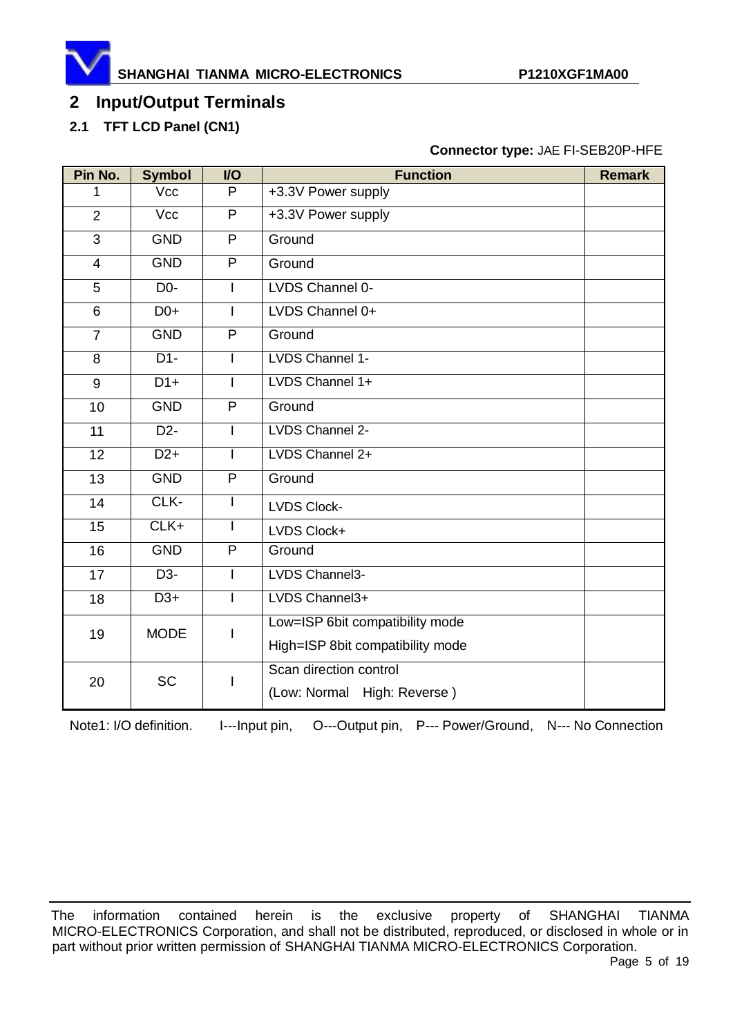## 2 Input/Output Terminals

### 2.1 TFT LCD Panel (CN1)

**Connector type:** JAE FI-SEB20P-HFE

| Pin No. | Symbol | I/O | Function | Remark |
|---|---|---|---|---|
| 1 | Vcc | P | +3.3V Power supply | |
| 2 | Vcc | P | +3.3V Power supply | |
| 3 | GND | P | Ground | |
| 4 | GND | P | Ground | |
| 5 | D0- | I | LVDS Channel 0- | |
| 6 | D0+ | I | LVDS Channel 0+ | |
| 7 | GND | P | Ground | |
| 8 | D1- | I | LVDS Channel 1- | |
| 9 | D1+ | I | LVDS Channel 1+ | |
| 10 | GND | P | Ground | |
| 11 | D2- | I | LVDS Channel 2- | |
| 12 | D2+ | I | LVDS Channel 2+ | |
| 13 | GND | P | Ground | |
| 14 | CLK- | I | LVDS Clock- | |
| 15 | CLK+ | I | LVDS Clock+ | |
| 16 | GND | P | Ground | |
| 17 | D3- | I | LVDS Channel3- | |
| 18 | D3+ | I | LVDS Channel3+ | |
| 19 | MODE | I | Low=ISP 6bit compatibility mode<br>High=ISP 8bit compatibility mode | |
| 20 | SC | I | Scan direction control<br>(Low: Normal High: Reverse ) | |

Note1: I/O definition. I---Input pin, O---Output pin, P--- Power/Ground, N--- No Connection

The information contained herein is the exclusive property of SHANGHAI TIANMA MICRO-ELECTRONICS Corporation, and shall not be distributed, reproduced, or disclosed in whole or in part without prior written permission of SHANGHAI TIANMA MICRO-ELECTRONICS Corporation.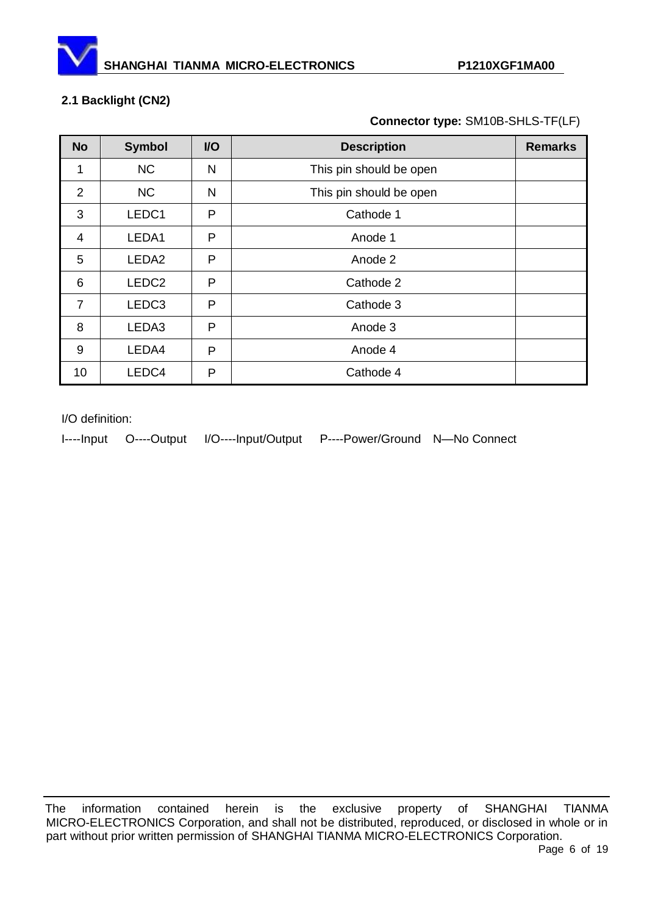### 2.1 Backlight (CN2)

**Connector type:** SM10B-SHLS-TF(LF)

| No | Symbol | I/O | Description | Remarks |
|---|---|---|---|---|
| 1 | NC | N | This pin should be open | |
| 2 | NC | N | This pin should be open | |
| 3 | LEDC1 | P | Cathode 1 | |
| 4 | LEDA1 | P | Anode 1 | |
| 5 | LEDA2 | P | Anode 2 | |
| 6 | LEDC2 | P | Cathode 2 | |
| 7 | LEDC3 | P | Cathode 3 | |
| 8 | LEDA3 | P | Anode 3 | |
| 9 | LEDA4 | P | Anode 4 | |
| 10 | LEDC4 | P | Cathode 4 | |

I/O definition:

I----Input O----Output I/O----Input/Output P----Power/Ground N—No Connect

The information contained herein is the exclusive property of SHANGHAI TIANMA MICRO-ELECTRONICS Corporation, and shall not be distributed, reproduced, or disclosed in whole or in part without prior written permission of SHANGHAI TIANMA MICRO-ELECTRONICS Corporation.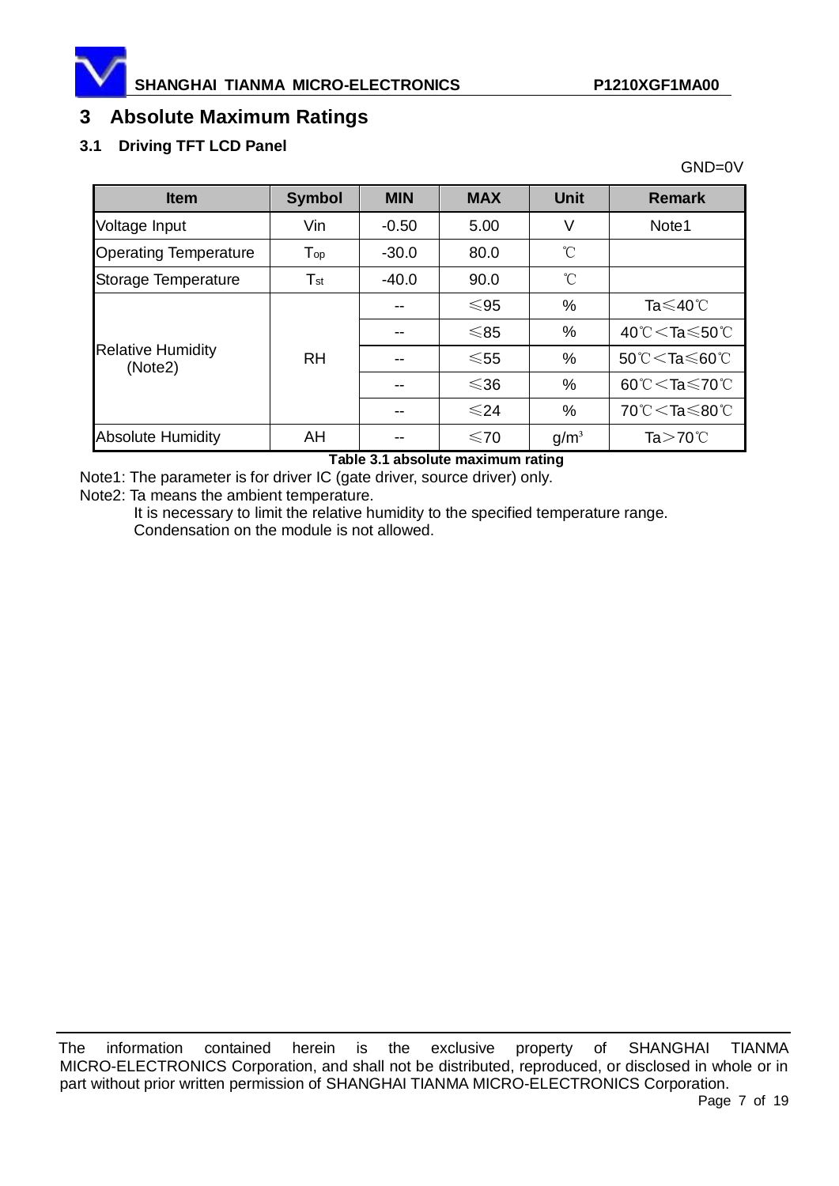## 3 Absolute Maximum Ratings

### 3.1 Driving TFT LCD Panel

GND=0V

| Item | Symbol | MIN | MAX | Unit | Remark |
|---|---|---|---|---|---|
| Voltage Input | Vin | -0.50 | 5.00 | V | Note1 |
| Operating Temperature | $T_{op}$ | -30.0 | 80.0 | ℃ | |
| Storage Temperature | $T_{st}$ | -40.0 | 90.0 | ℃ | |
| Relative Humidity (Note2) | RH | -- | ≤95 | % | Ta≤40℃ |
| | | -- | ≤85 | % | 40℃＜Ta≤50℃ |
| | | -- | ≤55 | % | 50℃＜Ta≤60℃ |
| | | -- | ≤36 | % | 60℃＜Ta≤70℃ |
| | | -- | ≤24 | % | 70℃＜Ta≤80℃ |
| Absolute Humidity | AH | -- | ≤70 | $g/m^3$ | Ta＞70℃ |

**Table 3.1 absolute maximum rating**

Note1: The parameter is for driver IC (gate driver, source driver) only.

Note2: Ta means the ambient temperature.

It is necessary to limit the relative humidity to the specified temperature range.

Condensation on the module is not allowed.

The information contained herein is the exclusive property of SHANGHAI TIANMA MICRO-ELECTRONICS Corporation, and shall not be distributed, reproduced, or disclosed in whole or in part without prior written permission of SHANGHAI TIANMA MICRO-ELECTRONICS Corporation.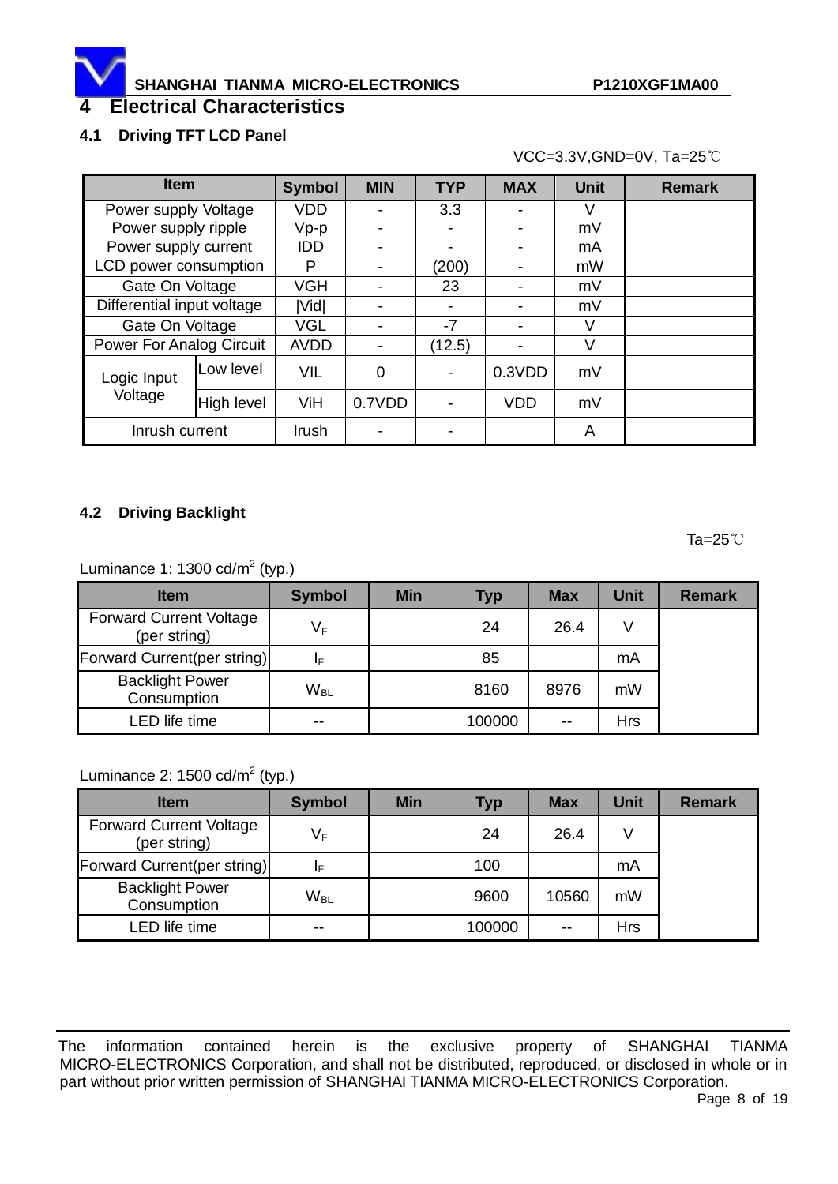# 4 Electrical Characteristics

## 4.1 Driving TFT LCD Panel

VCC=3.3V,GND=0V, Ta=25℃

| Item | | Symbol | MIN | TYP | MAX | Unit | Remark |
|---|---|---|---|---|---|---|---|
| Power supply Voltage | | VDD | - | 3.3 | - | V | |
| Power supply ripple | | Vp-p | - | - | - | mV | |
| Power supply current | | IDD | - | - | - | mA | |
| LCD power consumption | | P | - | (200) | - | mW | |
| Gate On Voltage | | VGH | - | 23 | - | mV | |
| Differential input voltage | | \|Vid\| | - | - | - | mV | |
| Gate On Voltage | | VGL | - | -7 | - | V | |
| Power For Analog Circuit | | AVDD | - | (12.5) | - | V | |
| Logic Input Voltage | Low level | VIL | 0 | - | 0.3VDD | mV | |
| | High level | ViH | 0.7VDD | - | VDD | mV | |
| Inrush current | | Irush | - | - | | A | |

## 4.2 Driving Backlight

Ta=25℃

Luminance 1: 1300 cd/m$^2$ (typ.)

| Item | Symbol | Min | Typ | Max | Unit | Remark |
|---|---|---|---|---|---|---|
| Forward Current Voltage (per string) | $V_F$ | | 24 | 26.4 | V | |
| Forward Current(per string) | $I_F$ | | 85 | | mA | |
| Backlight Power Consumption | $W_{BL}$ | | 8160 | 8976 | mW | |
| LED life time | -- | | 100000 | -- | Hrs | |

Luminance 2: 1500 cd/m$^2$ (typ.)

| Item | Symbol | Min | Typ | Max | Unit | Remark |
|---|---|---|---|---|---|---|
| Forward Current Voltage (per string) | $V_F$ | | 24 | 26.4 | V | |
| Forward Current(per string) | $I_F$ | | 100 | | mA | |
| Backlight Power Consumption | $W_{BL}$ | | 9600 | 10560 | mW | |
| LED life time | -- | | 100000 | -- | Hrs | |

The information contained herein is the exclusive property of SHANGHAI TIANMA MICRO-ELECTRONICS Corporation, and shall not be distributed, reproduced, or disclosed in whole or in part without prior written permission of SHANGHAI TIANMA MICRO-ELECTRONICS Corporation.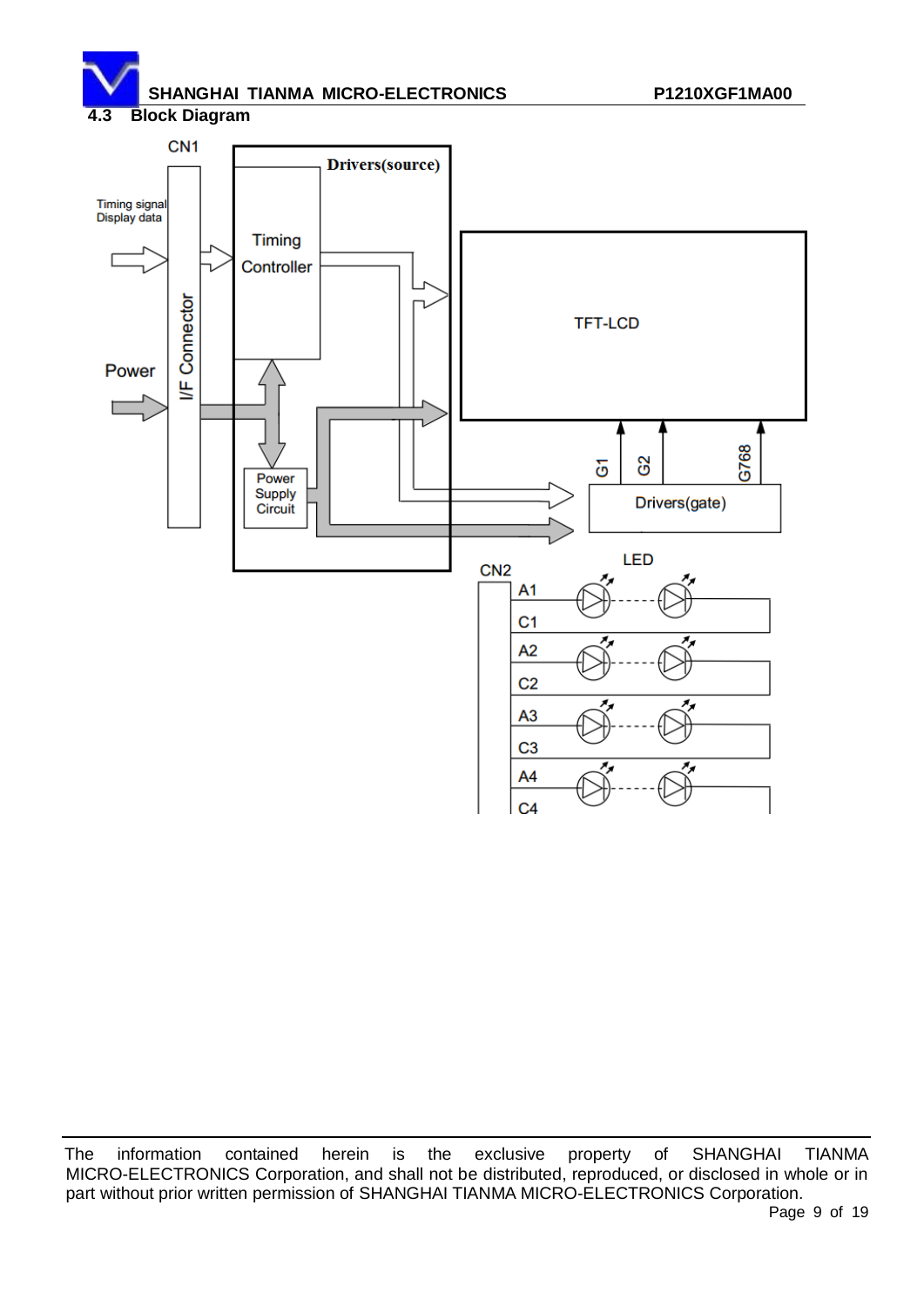### 4.3 Block Diagram

CN1

Timing signal
Display data

Power

I/F Connector

Drivers(source)

Timing Controller

Power Supply Circuit

TFT-LCD

G1 G2 G768

Drivers(gate)

CN2

LED

A1
C1
A2
C2
A3
C3
A4
C4

The information contained herein is the exclusive property of SHANGHAI TIANMA MICRO-ELECTRONICS Corporation, and shall not be distributed, reproduced, or disclosed in whole or in part without prior written permission of SHANGHAI TIANMA MICRO-ELECTRONICS Corporation.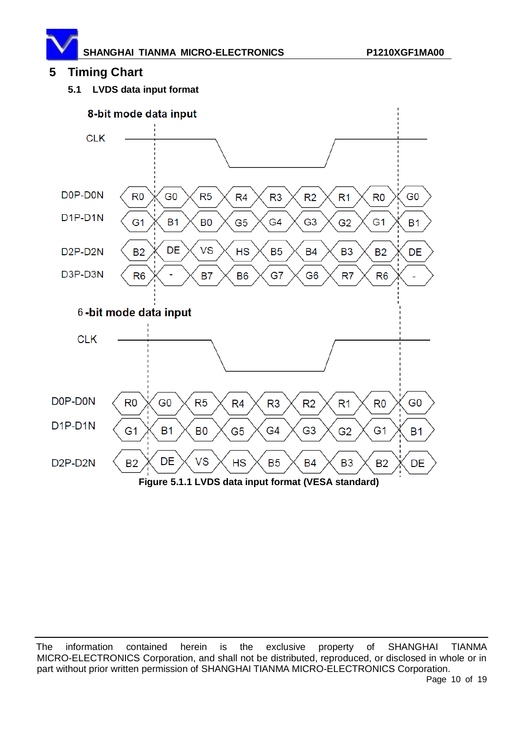# 5 Timing Chart

## 5.1 LVDS data input format

**8-bit mode data input**

| Signal | | | | | | | | | |
|---|---|---|---|---|---|---|---|---|---|
| D0P-D0N | R0 | G0 | R5 | R4 | R3 | R2 | R1 | R0 | G0 |
| D1P-D1N | G1 | B1 | B0 | G5 | G4 | G3 | G2 | G1 | B1 |
| D2P-D2N | B2 | DE | VS | HS | B5 | B4 | B3 | B2 | DE |
| D3P-D3N | R6 | - | B7 | B6 | G7 | G6 | R7 | R6 | - |

**6-bit mode data input**

| Signal | | | | | | | | | |
|---|---|---|---|---|---|---|---|---|---|
| D0P-D0N | R0 | G0 | R5 | R4 | R3 | R2 | R1 | R0 | G0 |
| D1P-D1N | G1 | B1 | B0 | G5 | G4 | G3 | G2 | G1 | B1 |
| D2P-D2N | B2 | DE | VS | HS | B5 | B4 | B3 | B2 | DE |

**Figure 5.1.1 LVDS data input format (VESA standard)**

The information contained herein is the exclusive property of SHANGHAI TIANMA MICRO-ELECTRONICS Corporation, and shall not be distributed, reproduced, or disclosed in whole or in part without prior written permission of SHANGHAI TIANMA MICRO-ELECTRONICS Corporation.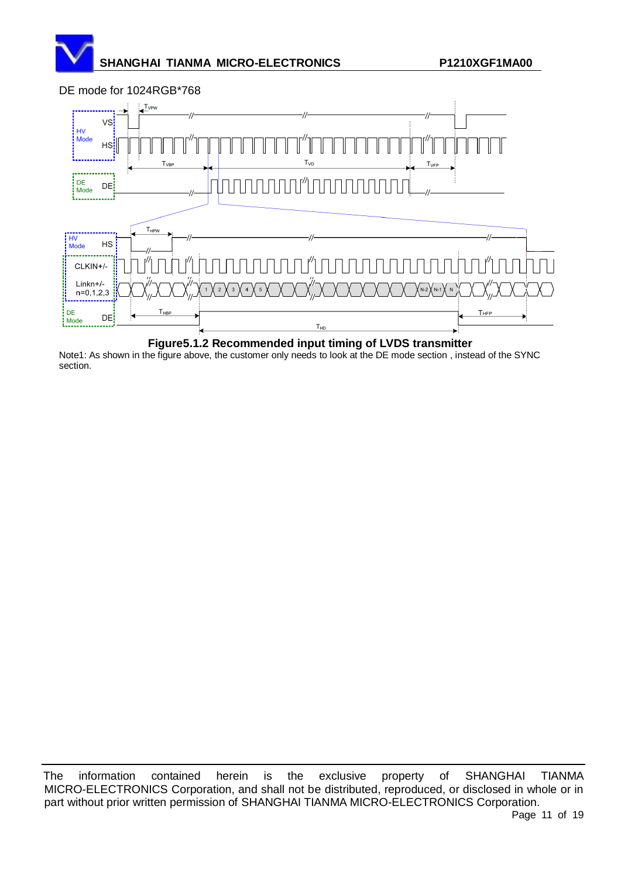DE mode for 1024RGB*768

**Figure5.1.2 Recommended input timing of LVDS transmitter**

Note1: As shown in the figure above, the customer only needs to look at the DE mode section , instead of the SYNC section.

The information contained herein is the exclusive property of SHANGHAI TIANMA MICRO-ELECTRONICS Corporation, and shall not be distributed, reproduced, or disclosed in whole or in part without prior written permission of SHANGHAI TIANMA MICRO-ELECTRONICS Corporation.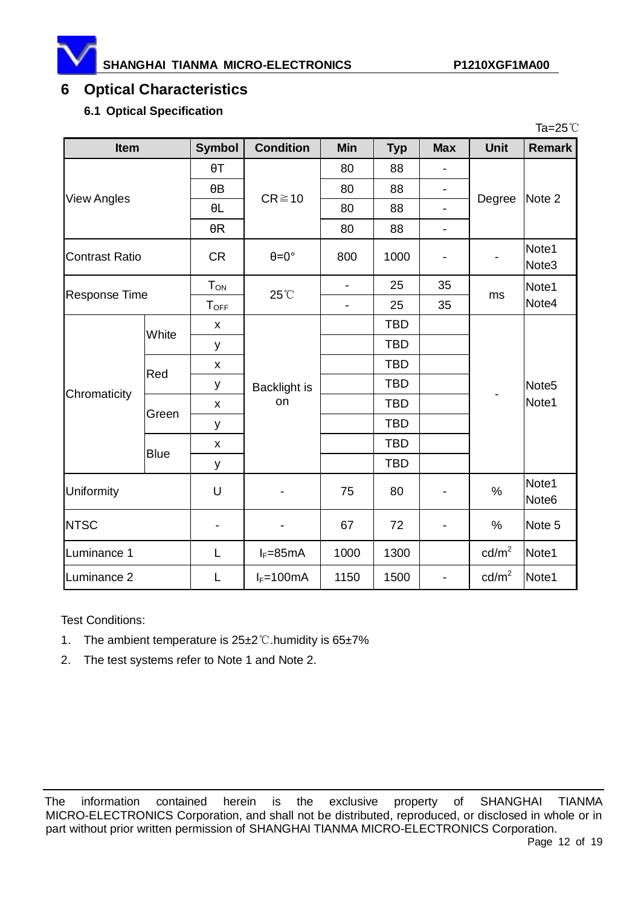# 6 Optical Characteristics

## 6.1 Optical Specification

Ta=25℃

| Item | | Symbol | Condition | Min | Typ | Max | Unit | Remark |
|---|---|---|---|---|---|---|---|---|
| View Angles | | θT | CR≧10 | 80 | 88 | - | Degree | Note 2 |
| | | θB | | 80 | 88 | - | | |
| | | θL | | 80 | 88 | - | | |
| | | θR | | 80 | 88 | - | | |
| Contrast Ratio | | CR | θ=0° | 800 | 1000 | - | - | Note1 Note3 |
| Response Time | | $T_{ON}$ | 25℃ | - | 25 | 35 | ms | Note1 Note4 |
| | | $T_{OFF}$ | | - | 25 | 35 | | |
| Chromaticity | White | x | Backlight is on | | TBD | | - | Note5 Note1 |
| | | y | | | TBD | | | |
| | Red | x | | | TBD | | | |
| | | y | | | TBD | | | |
| | Green | x | | | TBD | | | |
| | | y | | | TBD | | | |
| | Blue | x | | | TBD | | | |
| | | y | | | TBD | | | |
| Uniformity | | U | - | 75 | 80 | - | % | Note1 Note6 |
| NTSC | | - | - | 67 | 72 | - | % | Note 5 |
| Luminance 1 | | L | $I_F$=85mA | 1000 | 1300 | | cd/m$^2$ | Note1 |
| Luminance 2 | | L | $I_F$=100mA | 1150 | 1500 | - | cd/m$^2$ | Note1 |

Test Conditions:

1. The ambient temperature is 25±2℃.humidity is 65±7%
2. The test systems refer to Note 1 and Note 2.

The information contained herein is the exclusive property of SHANGHAI TIANMA MICRO-ELECTRONICS Corporation, and shall not be distributed, reproduced, or disclosed in whole or in part without prior written permission of SHANGHAI TIANMA MICRO-ELECTRONICS Corporation.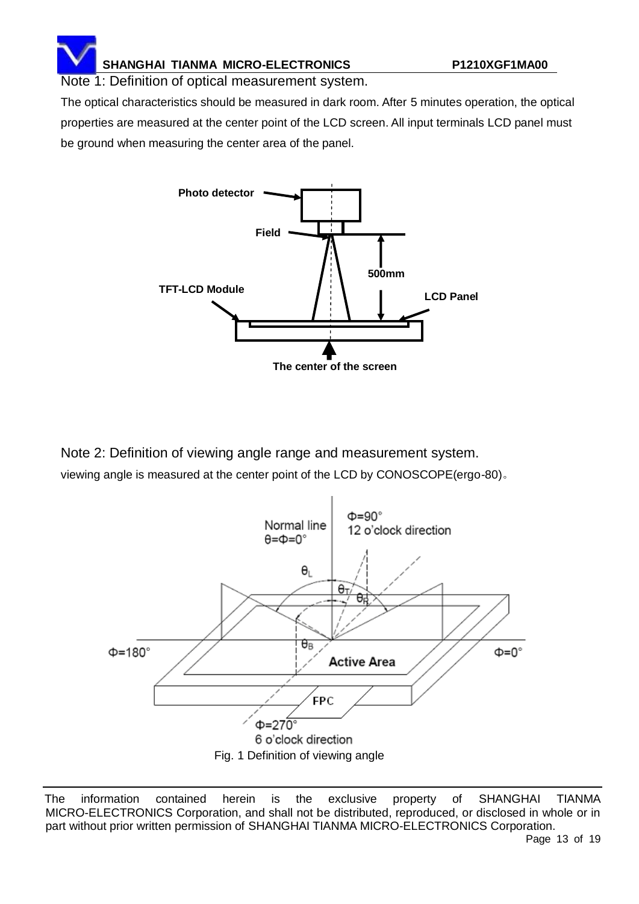Note 1: Definition of optical measurement system.

The optical characteristics should be measured in dark room. After 5 minutes operation, the optical properties are measured at the center point of the LCD screen. All input terminals LCD panel must be ground when measuring the center area of the panel.

Note 2: Definition of viewing angle range and measurement system.

viewing angle is measured at the center point of the LCD by CONOSCOPE(ergo-80)。

Fig. 1 Definition of viewing angle

The information contained herein is the exclusive property of SHANGHAI TIANMA MICRO-ELECTRONICS Corporation, and shall not be distributed, reproduced, or disclosed in whole or in part without prior written permission of SHANGHAI TIANMA MICRO-ELECTRONICS Corporation.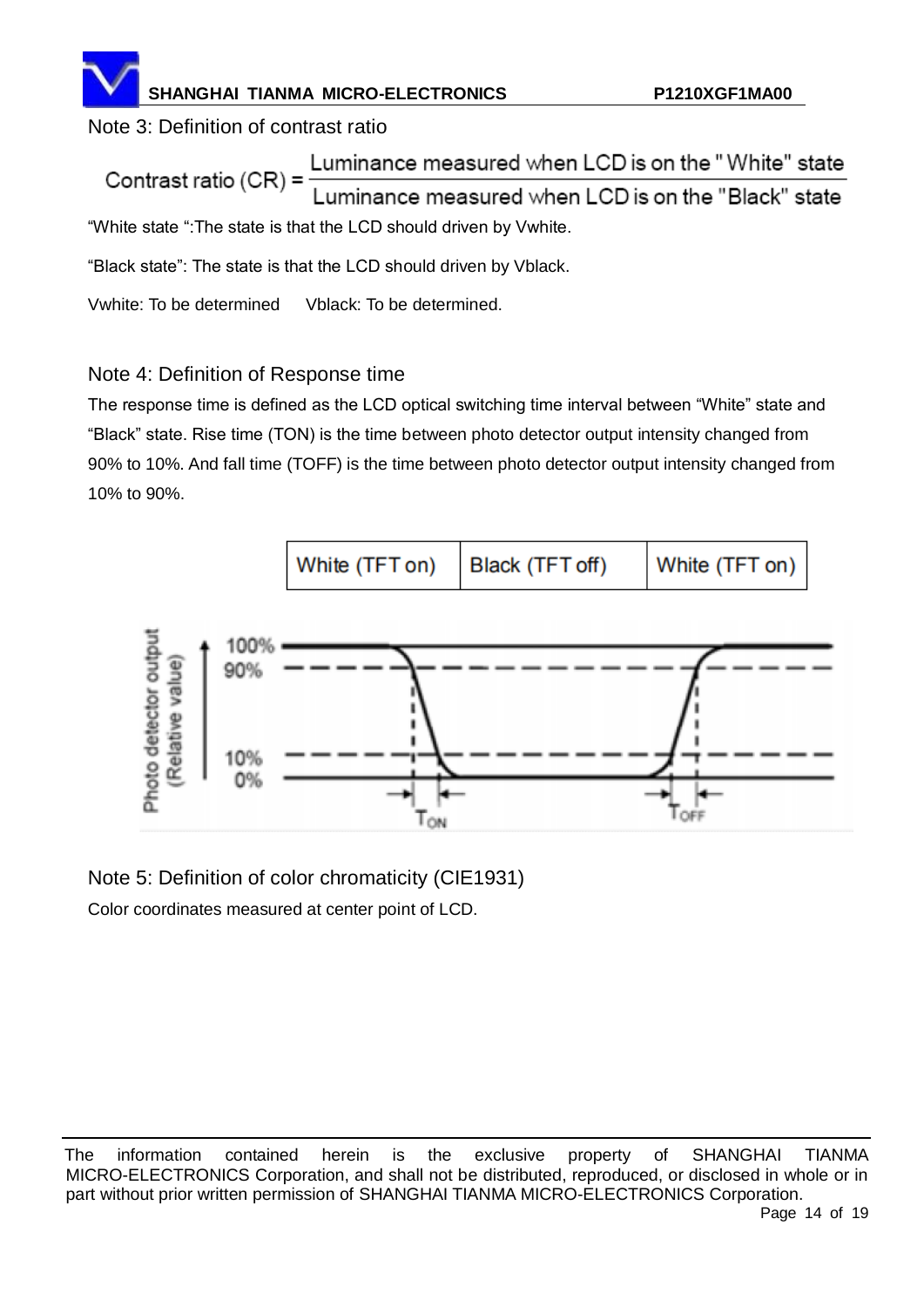Note 3: Definition of contrast ratio

$$\text{Contrast ratio (CR)} = \frac{\text{Luminance measured when LCD is on the "White" state}}{\text{Luminance measured when LCD is on the "Black" state}}$$

"White state ":The state is that the LCD should driven by Vwhite.

"Black state": The state is that the LCD should driven by Vblack.

Vwhite: To be determined    Vblack: To be determined.

Note 4: Definition of Response time

The response time is defined as the LCD optical switching time interval between "White" state and "Black" state. Rise time (TON) is the time between photo detector output intensity changed from 90% to 10%. And fall time (TOFF) is the time between photo detector output intensity changed from 10% to 90%.

| White (TFT on) | Black (TFT off) | White (TFT on) |
|---|---|---|

Photo detector output (Relative value)

100%
90%
10%
0%

$T_{ON}$ $T_{OFF}$

Note 5: Definition of color chromaticity (CIE1931)

Color coordinates measured at center point of LCD.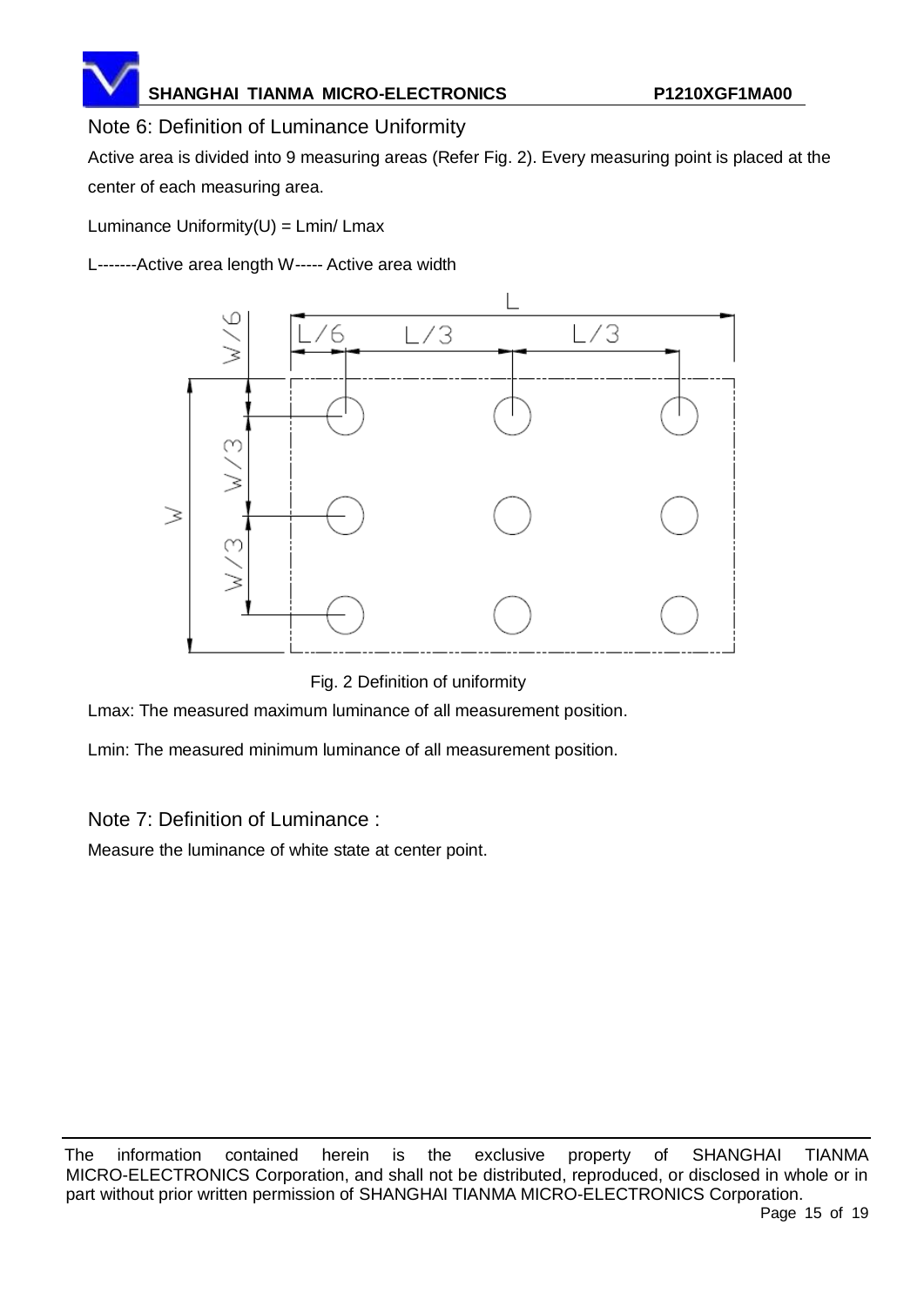## Note 6: Definition of Luminance Uniformity

Active area is divided into 9 measuring areas (Refer Fig. 2). Every measuring point is placed at the center of each measuring area.

Luminance Uniformity(U) = Lmin/ Lmax

L-------Active area length W----- Active area width

Fig. 2 Definition of uniformity

Lmax: The measured maximum luminance of all measurement position.

Lmin: The measured minimum luminance of all measurement position.

## Note 7: Definition of Luminance :

Measure the luminance of white state at center point.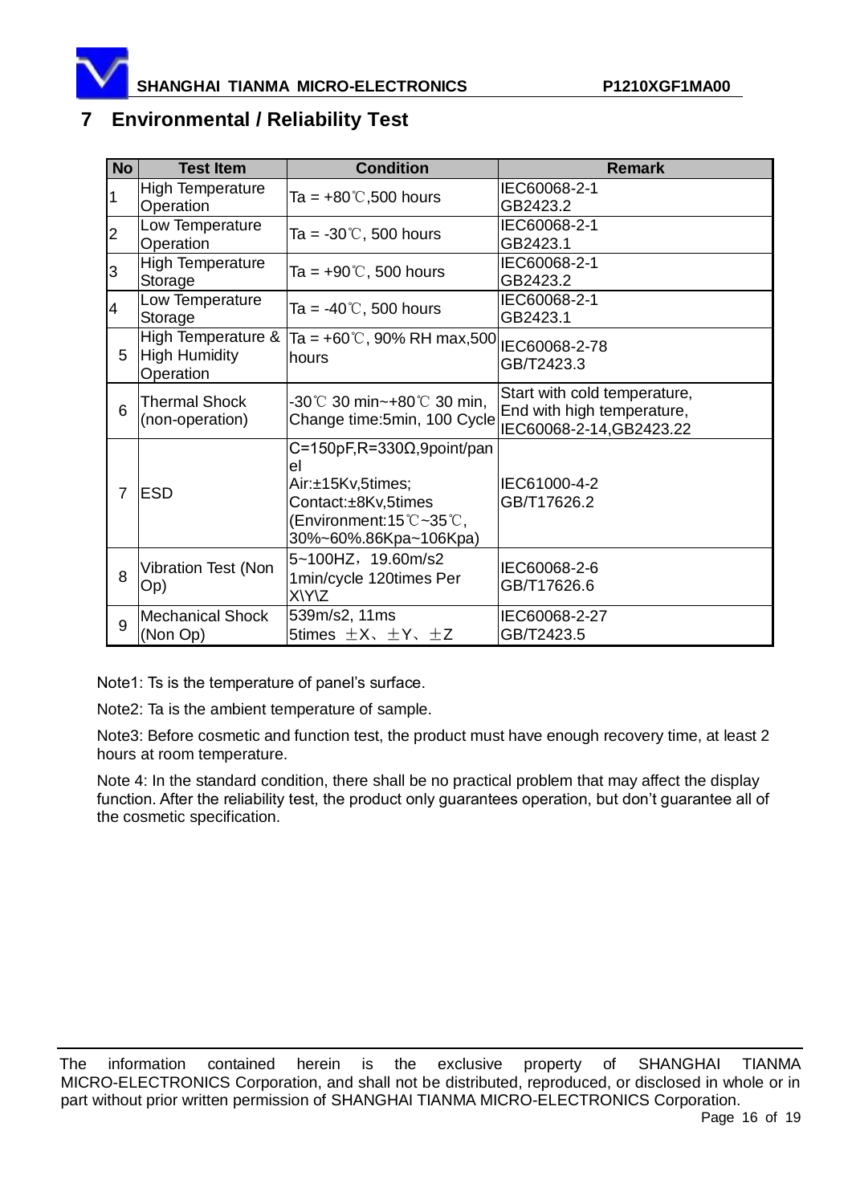## 7 Environmental / Reliability Test

| No | Test Item | Condition | Remark |
|---|---|---|---|
| 1 | High Temperature Operation | Ta = +80℃,500 hours | IEC60068-2-1<br>GB2423.2 |
| 2 | Low Temperature Operation | Ta = -30℃, 500 hours | IEC60068-2-1<br>GB2423.1 |
| 3 | High Temperature Storage | Ta = +90℃, 500 hours | IEC60068-2-1<br>GB2423.2 |
| 4 | Low Temperature Storage | Ta = -40℃, 500 hours | IEC60068-2-1<br>GB2423.1 |
| 5 | High Temperature & High Humidity Operation | Ta = +60℃, 90% RH max,500 hours | IEC60068-2-78<br>GB/T2423.3 |
| 6 | Thermal Shock (non-operation) | -30℃ 30 min~+80℃ 30 min, Change time:5min, 100 Cycle | Start with cold temperature, End with high temperature, IEC60068-2-14,GB2423.22 |
| 7 | ESD | C=150pF,R=330Ω,9point/panel<br>Air:±15Kv,5times;<br>Contact:±8Kv,5times<br>(Environment:15℃~35℃, 30%~60%.86Kpa~106Kpa) | IEC61000-4-2<br>GB/T17626.2 |
| 8 | Vibration Test (Non Op) | 5~100HZ，19.60m/s2<br>1min/cycle 120times Per X\Y\Z | IEC60068-2-6<br>GB/T17626.6 |
| 9 | Mechanical Shock (Non Op) | 539m/s2, 11ms<br>5times ±X、±Y、±Z | IEC60068-2-27<br>GB/T2423.5 |

Note1: Ts is the temperature of panel’s surface.

Note2: Ta is the ambient temperature of sample.

Note3: Before cosmetic and function test, the product must have enough recovery time, at least 2 hours at room temperature.

Note 4: In the standard condition, there shall be no practical problem that may affect the display function. After the reliability test, the product only guarantees operation, but don’t guarantee all of the cosmetic specification.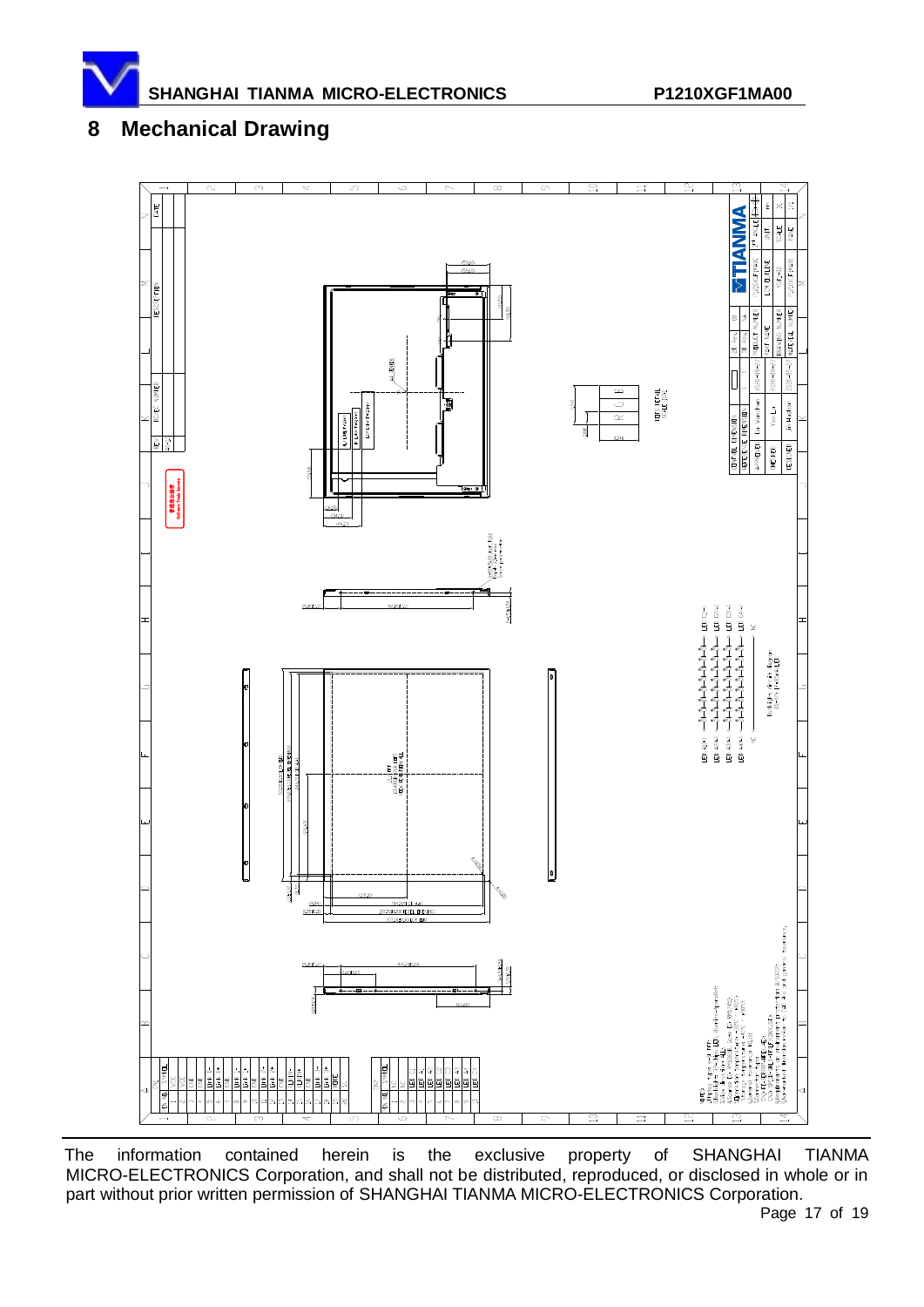## 8 Mechanical Drawing

The information contained herein is the exclusive property of SHANGHAI TIANMA MICRO-ELECTRONICS Corporation, and shall not be distributed, reproduced, or disclosed in whole or in part without prior written permission of SHANGHAI TIANMA MICRO-ELECTRONICS Corporation.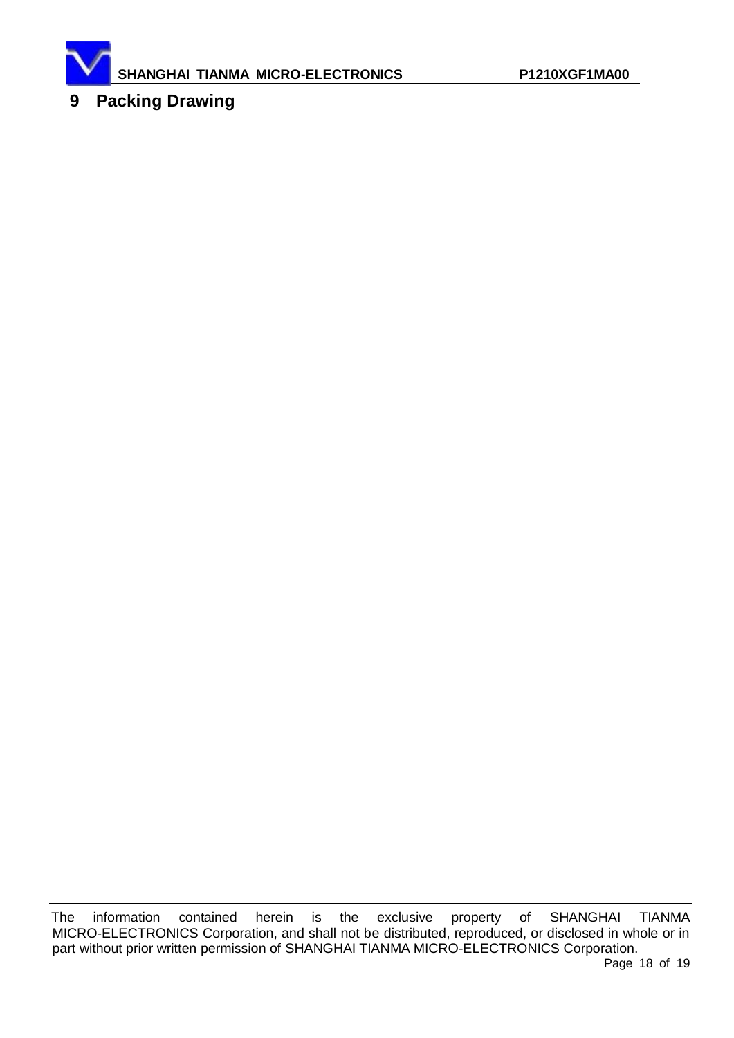## 9 Packing Drawing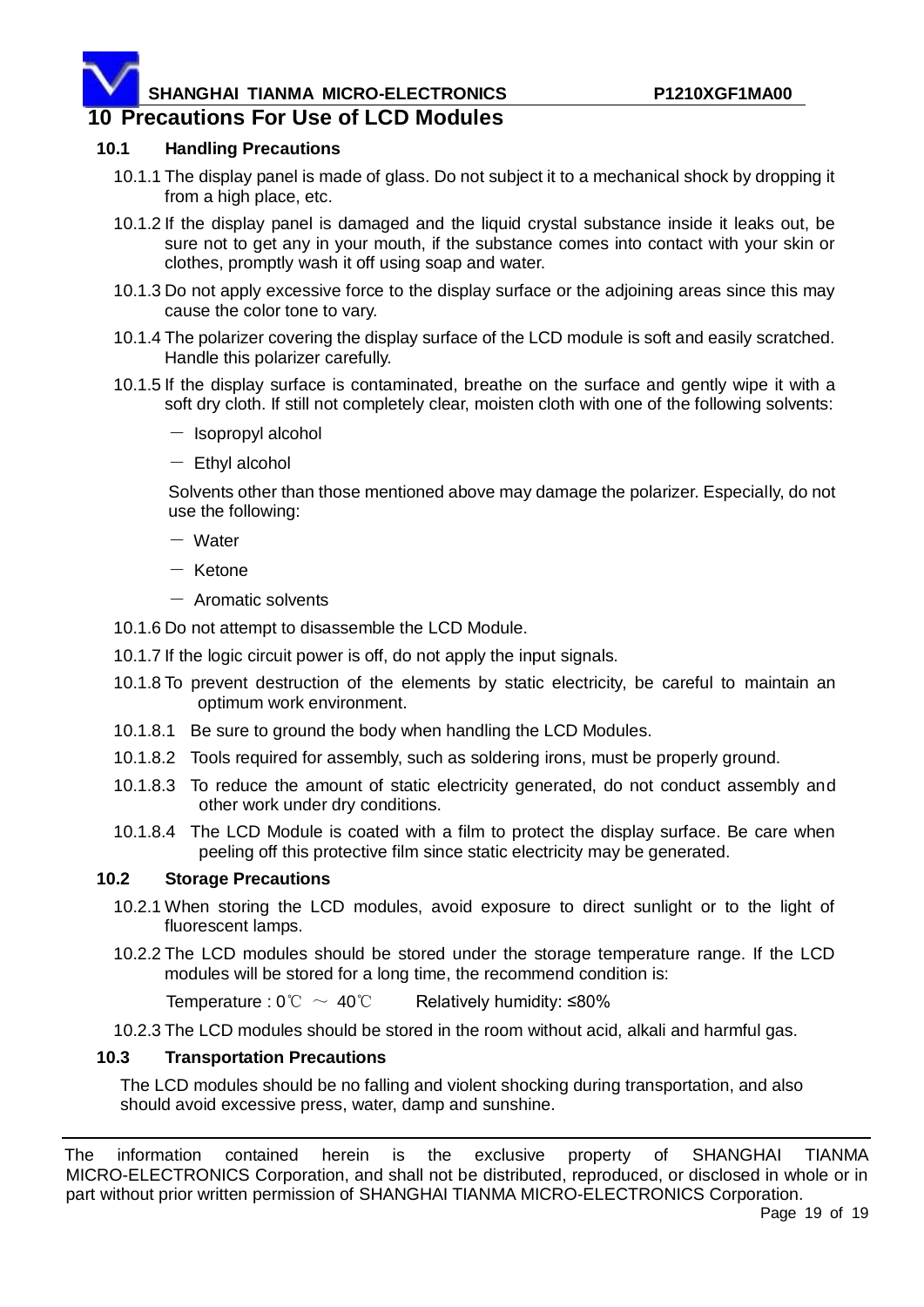## 10 Precautions For Use of LCD Modules

### 10.1 Handling Precautions

10.1.1 The display panel is made of glass. Do not subject it to a mechanical shock by dropping it from a high place, etc.

10.1.2 If the display panel is damaged and the liquid crystal substance inside it leaks out, be sure not to get any in your mouth, if the substance comes into contact with your skin or clothes, promptly wash it off using soap and water.

10.1.3 Do not apply excessive force to the display surface or the adjoining areas since this may cause the color tone to vary.

10.1.4 The polarizer covering the display surface of the LCD module is soft and easily scratched. Handle this polarizer carefully.

10.1.5 If the display surface is contaminated, breathe on the surface and gently wipe it with a soft dry cloth. If still not completely clear, moisten cloth with one of the following solvents:

－ Isopropyl alcohol

－ Ethyl alcohol

Solvents other than those mentioned above may damage the polarizer. Especially, do not use the following:

－ Water

－ Ketone

－ Aromatic solvents

10.1.6 Do not attempt to disassemble the LCD Module.

10.1.7 If the logic circuit power is off, do not apply the input signals.

10.1.8 To prevent destruction of the elements by static electricity, be careful to maintain an optimum work environment.

10.1.8.1 Be sure to ground the body when handling the LCD Modules.

10.1.8.2 Tools required for assembly, such as soldering irons, must be properly ground.

10.1.8.3 To reduce the amount of static electricity generated, do not conduct assembly and other work under dry conditions.

10.1.8.4 The LCD Module is coated with a film to protect the display surface. Be care when peeling off this protective film since static electricity may be generated.

### 10.2 Storage Precautions

10.2.1 When storing the LCD modules, avoid exposure to direct sunlight or to the light of fluorescent lamps.

10.2.2 The LCD modules should be stored under the storage temperature range. If the LCD modules will be stored for a long time, the recommend condition is:

Temperature : 0℃ ～ 40℃ Relatively humidity: ≤80%

10.2.3 The LCD modules should be stored in the room without acid, alkali and harmful gas.

### 10.3 Transportation Precautions

The LCD modules should be no falling and violent shocking during transportation, and also should avoid excessive press, water, damp and sunshine.

The information contained herein is the exclusive property of SHANGHAI TIANMA MICRO-ELECTRONICS Corporation, and shall not be distributed, reproduced, or disclosed in whole or in part without prior written permission of SHANGHAI TIANMA MICRO-ELECTRONICS Corporation.